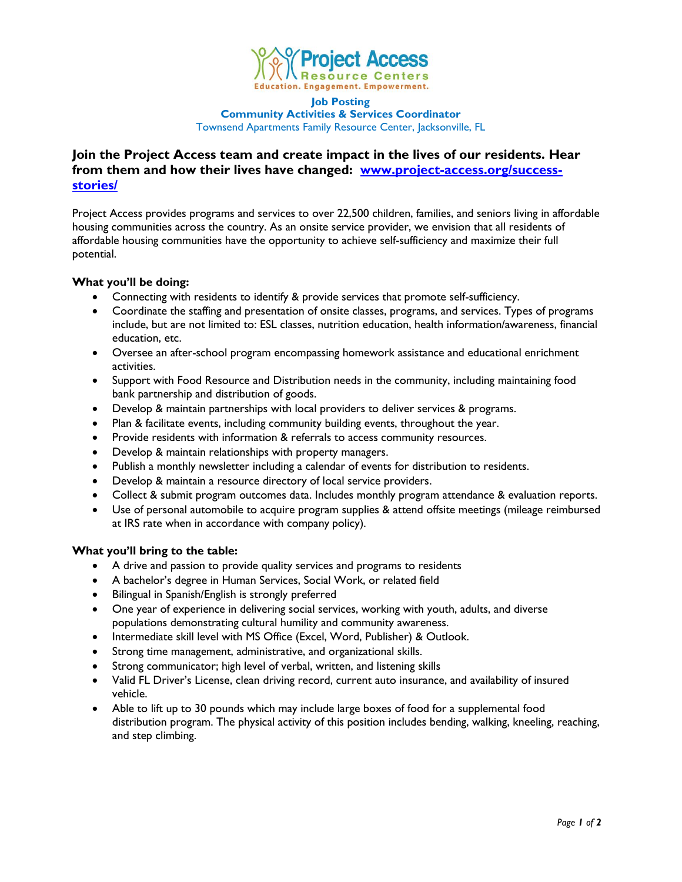Project Access
Resource Centers
Education. Engagement. Empowerment.

**Job Posting**
**Community Activities & Services Coordinator**
Townsend Apartments Family Resource Center, Jacksonville, FL

## Join the Project Access team and create impact in the lives of our residents. Hear from them and how their lives have changed: [www.project-access.org/success-stories/](www.project-access.org/success-stories/)

Project Access provides programs and services to over 22,500 children, families, and seniors living in affordable housing communities across the country. As an onsite service provider, we envision that all residents of affordable housing communities have the opportunity to achieve self-sufficiency and maximize their full potential.

**What you'll be doing:**

- Connecting with residents to identify & provide services that promote self-sufficiency.
- Coordinate the staffing and presentation of onsite classes, programs, and services. Types of programs include, but are not limited to: ESL classes, nutrition education, health information/awareness, financial education, etc.
- Oversee an after-school program encompassing homework assistance and educational enrichment activities.
- Support with Food Resource and Distribution needs in the community, including maintaining food bank partnership and distribution of goods.
- Develop & maintain partnerships with local providers to deliver services & programs.
- Plan & facilitate events, including community building events, throughout the year.
- Provide residents with information & referrals to access community resources.
- Develop & maintain relationships with property managers.
- Publish a monthly newsletter including a calendar of events for distribution to residents.
- Develop & maintain a resource directory of local service providers.
- Collect & submit program outcomes data. Includes monthly program attendance & evaluation reports.
- Use of personal automobile to acquire program supplies & attend offsite meetings (mileage reimbursed at IRS rate when in accordance with company policy).

**What you'll bring to the table:**

- A drive and passion to provide quality services and programs to residents
- A bachelor's degree in Human Services, Social Work, or related field
- Bilingual in Spanish/English is strongly preferred
- One year of experience in delivering social services, working with youth, adults, and diverse populations demonstrating cultural humility and community awareness.
- Intermediate skill level with MS Office (Excel, Word, Publisher) & Outlook.
- Strong time management, administrative, and organizational skills.
- Strong communicator; high level of verbal, written, and listening skills
- Valid FL Driver's License, clean driving record, current auto insurance, and availability of insured vehicle.
- Able to lift up to 30 pounds which may include large boxes of food for a supplemental food distribution program. The physical activity of this position includes bending, walking, kneeling, reaching, and step climbing.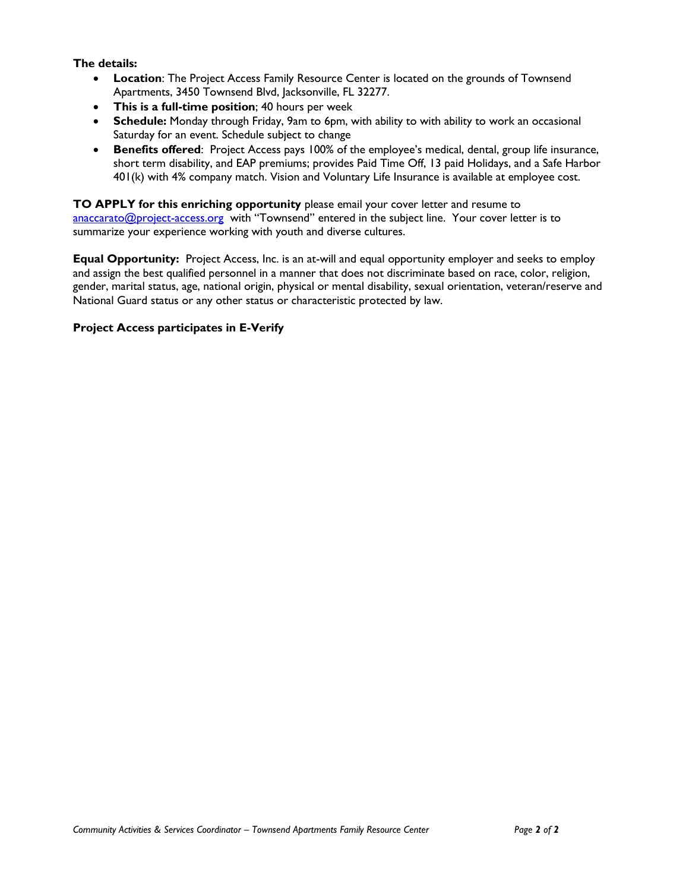**The details:**

- **Location**: The Project Access Family Resource Center is located on the grounds of Townsend Apartments, 3450 Townsend Blvd, Jacksonville, FL 32277.
- **This is a full-time position**; 40 hours per week
- **Schedule:** Monday through Friday, 9am to 6pm, with ability to with ability to work an occasional Saturday for an event. Schedule subject to change
- **Benefits offered**: Project Access pays 100% of the employee's medical, dental, group life insurance, short term disability, and EAP premiums; provides Paid Time Off, 13 paid Holidays, and a Safe Harbor 401(k) with 4% company match. Vision and Voluntary Life Insurance is available at employee cost.

**TO APPLY for this enriching opportunity** please email your cover letter and resume to anaccarato@project-access.org with "Townsend" entered in the subject line. Your cover letter is to summarize your experience working with youth and diverse cultures.

**Equal Opportunity:** Project Access, Inc. is an at-will and equal opportunity employer and seeks to employ and assign the best qualified personnel in a manner that does not discriminate based on race, color, religion, gender, marital status, age, national origin, physical or mental disability, sexual orientation, veteran/reserve and National Guard status or any other status or characteristic protected by law.

**Project Access participates in E-Verify**